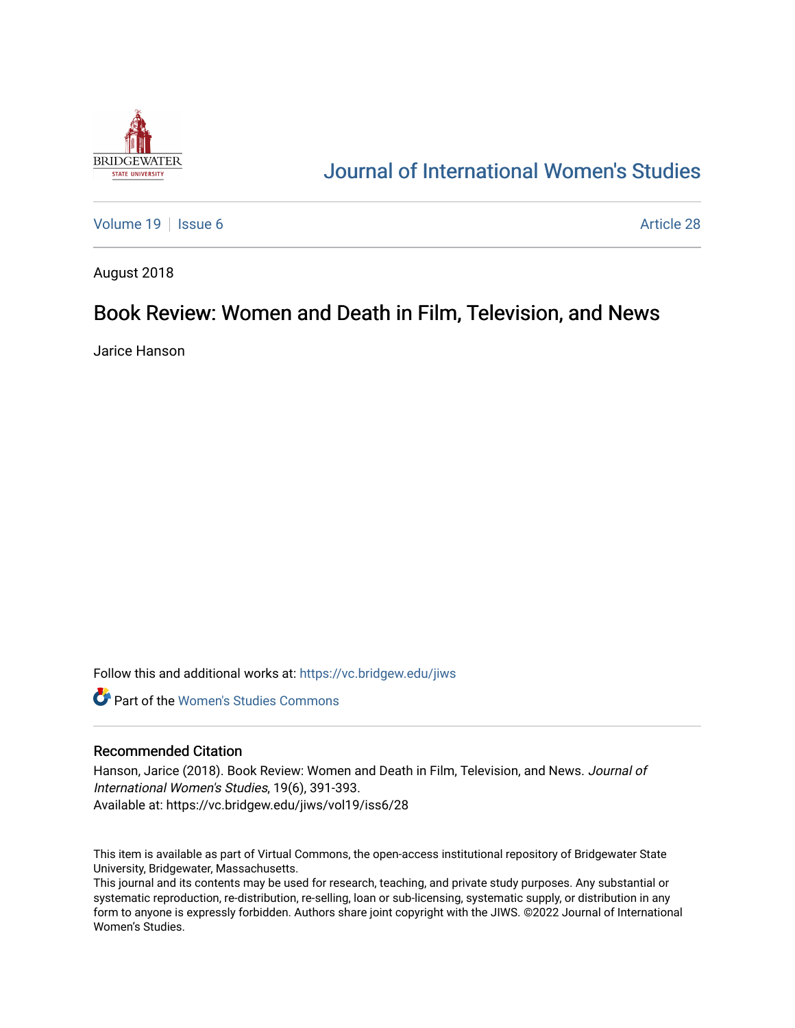Journal of International Women's Studies

Volume 19 | Issue 6 | Article 28

August 2018

# Book Review: Women and Death in Film, Television, and News

Jarice Hanson

Follow this and additional works at: https://vc.bridgew.edu/jiws

Part of the Women's Studies Commons

## Recommended Citation

Hanson, Jarice (2018). Book Review: Women and Death in Film, Television, and News. *Journal of International Women's Studies*, 19(6), 391-393.
Available at: https://vc.bridgew.edu/jiws/vol19/iss6/28

This item is available as part of Virtual Commons, the open-access institutional repository of Bridgewater State University, Bridgewater, Massachusetts.
This journal and its contents may be used for research, teaching, and private study purposes. Any substantial or systematic reproduction, re-distribution, re-selling, loan or sub-licensing, systematic supply, or distribution in any form to anyone is expressly forbidden. Authors share joint copyright with the JIWS. ©2022 Journal of International Women's Studies.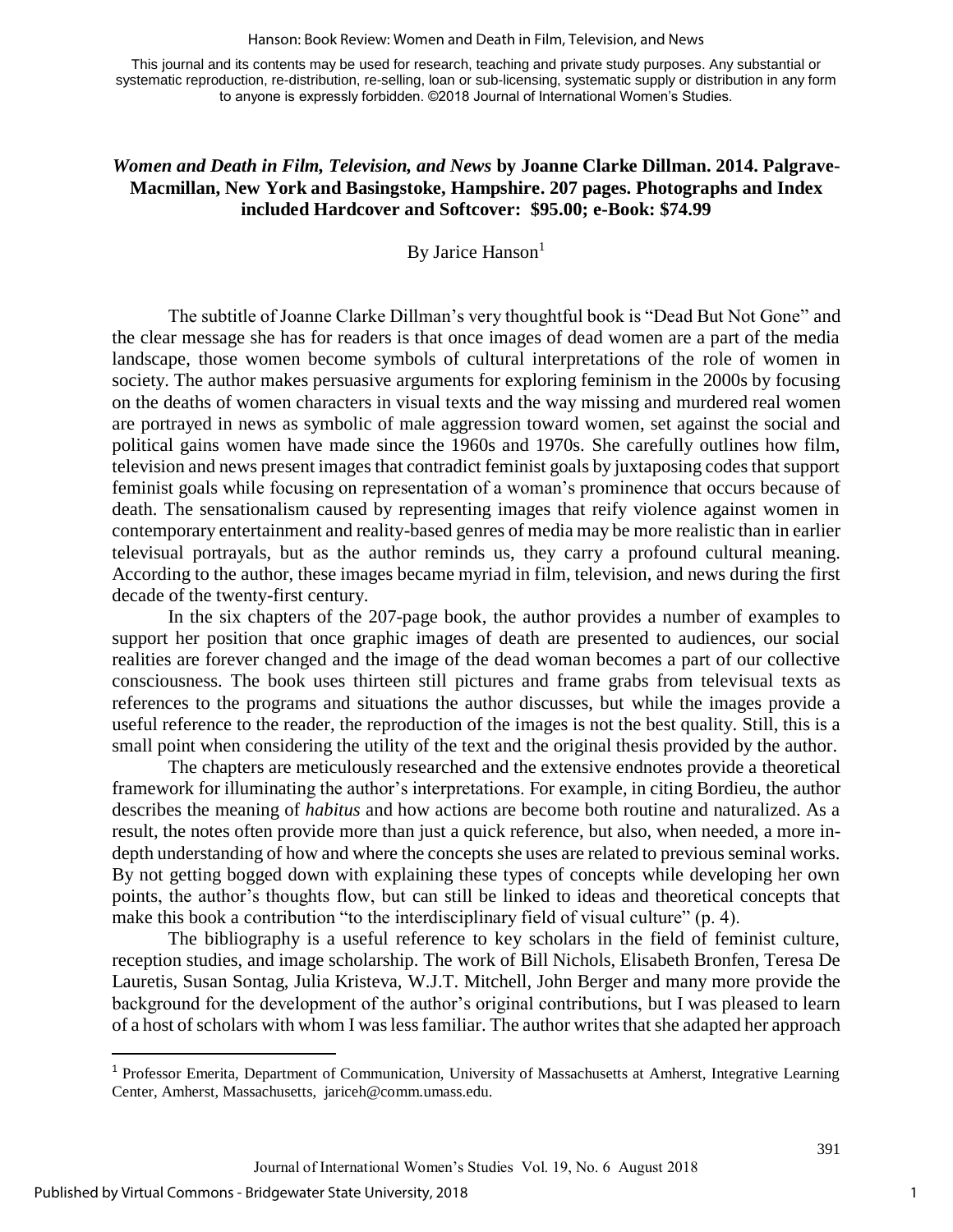*Women and Death in Film, Television, and News* **by Joanne Clarke Dillman. 2014. Palgrave-Macmillan, New York and Basingstoke, Hampshire. 207 pages. Photographs and Index included Hardcover and Softcover: $95.00; e-Book: $74.99**

By Jarice Hanson[1]

The subtitle of Joanne Clarke Dillman's very thoughtful book is "Dead But Not Gone" and the clear message she has for readers is that once images of dead women are a part of the media landscape, those women become symbols of cultural interpretations of the role of women in society. The author makes persuasive arguments for exploring feminism in the 2000s by focusing on the deaths of women characters in visual texts and the way missing and murdered real women are portrayed in news as symbolic of male aggression toward women, set against the social and political gains women have made since the 1960s and 1970s. She carefully outlines how film, television and news present images that contradict feminist goals by juxtaposing codes that support feminist goals while focusing on representation of a woman's prominence that occurs because of death. The sensationalism caused by representing images that reify violence against women in contemporary entertainment and reality-based genres of media may be more realistic than in earlier televisual portrayals, but as the author reminds us, they carry a profound cultural meaning. According to the author, these images became myriad in film, television, and news during the first decade of the twenty-first century.

In the six chapters of the 207-page book, the author provides a number of examples to support her position that once graphic images of death are presented to audiences, our social realities are forever changed and the image of the dead woman becomes a part of our collective consciousness. The book uses thirteen still pictures and frame grabs from televisual texts as references to the programs and situations the author discusses, but while the images provide a useful reference to the reader, the reproduction of the images is not the best quality. Still, this is a small point when considering the utility of the text and the original thesis provided by the author.

The chapters are meticulously researched and the extensive endnotes provide a theoretical framework for illuminating the author's interpretations. For example, in citing Bordieu, the author describes the meaning of *habitus* and how actions are become both routine and naturalized. As a result, the notes often provide more than just a quick reference, but also, when needed, a more in-depth understanding of how and where the concepts she uses are related to previous seminal works. By not getting bogged down with explaining these types of concepts while developing her own points, the author's thoughts flow, but can still be linked to ideas and theoretical concepts that make this book a contribution "to the interdisciplinary field of visual culture" (p. 4).

The bibliography is a useful reference to key scholars in the field of feminist culture, reception studies, and image scholarship. The work of Bill Nichols, Elisabeth Bronfen, Teresa De Lauretis, Susan Sontag, Julia Kristeva, W.J.T. Mitchell, John Berger and many more provide the background for the development of the author's original contributions, but I was pleased to learn of a host of scholars with whom I was less familiar. The author writes that she adapted her approach

[1] Professor Emerita, Department of Communication, University of Massachusetts at Amherst, Integrative Learning Center, Amherst, Massachusetts, jariceh@comm.umass.edu.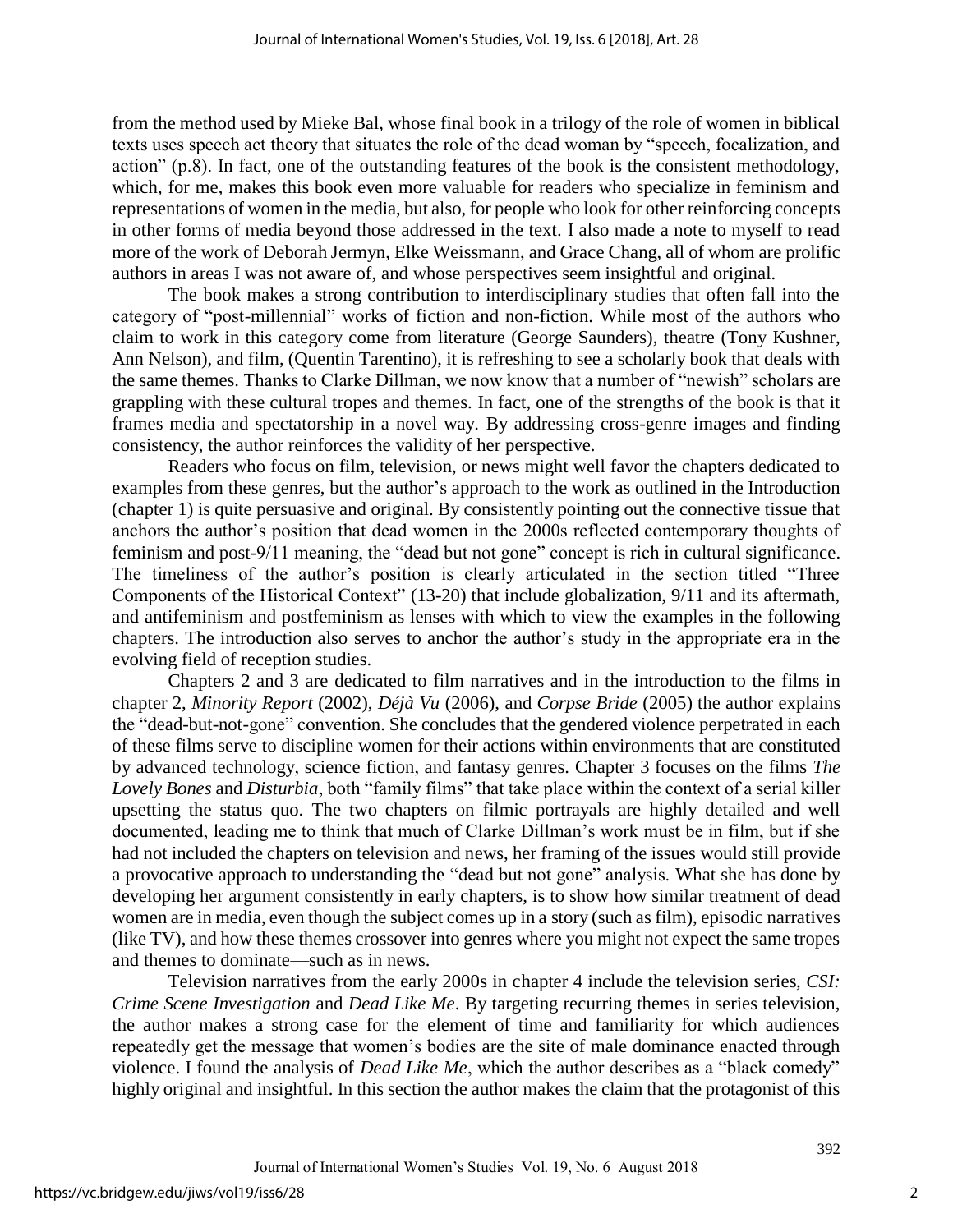from the method used by Mieke Bal, whose final book in a trilogy of the role of women in biblical texts uses speech act theory that situates the role of the dead woman by "speech, focalization, and action" (p.8). In fact, one of the outstanding features of the book is the consistent methodology, which, for me, makes this book even more valuable for readers who specialize in feminism and representations of women in the media, but also, for people who look for other reinforcing concepts in other forms of media beyond those addressed in the text. I also made a note to myself to read more of the work of Deborah Jermyn, Elke Weissmann, and Grace Chang, all of whom are prolific authors in areas I was not aware of, and whose perspectives seem insightful and original.

The book makes a strong contribution to interdisciplinary studies that often fall into the category of "post-millennial" works of fiction and non-fiction. While most of the authors who claim to work in this category come from literature (George Saunders), theatre (Tony Kushner, Ann Nelson), and film, (Quentin Tarentino), it is refreshing to see a scholarly book that deals with the same themes. Thanks to Clarke Dillman, we now know that a number of "newish" scholars are grappling with these cultural tropes and themes. In fact, one of the strengths of the book is that it frames media and spectatorship in a novel way. By addressing cross-genre images and finding consistency, the author reinforces the validity of her perspective.

Readers who focus on film, television, or news might well favor the chapters dedicated to examples from these genres, but the author's approach to the work as outlined in the Introduction (chapter 1) is quite persuasive and original. By consistently pointing out the connective tissue that anchors the author's position that dead women in the 2000s reflected contemporary thoughts of feminism and post-9/11 meaning, the "dead but not gone" concept is rich in cultural significance. The timeliness of the author's position is clearly articulated in the section titled "Three Components of the Historical Context" (13-20) that include globalization, 9/11 and its aftermath, and antifeminism and postfeminism as lenses with which to view the examples in the following chapters. The introduction also serves to anchor the author's study in the appropriate era in the evolving field of reception studies.

Chapters 2 and 3 are dedicated to film narratives and in the introduction to the films in chapter 2, *Minority Report* (2002), *Déjà Vu* (2006), and *Corpse Bride* (2005) the author explains the "dead-but-not-gone" convention. She concludes that the gendered violence perpetrated in each of these films serve to discipline women for their actions within environments that are constituted by advanced technology, science fiction, and fantasy genres. Chapter 3 focuses on the films *The Lovely Bones* and *Disturbia*, both "family films" that take place within the context of a serial killer upsetting the status quo. The two chapters on filmic portrayals are highly detailed and well documented, leading me to think that much of Clarke Dillman's work must be in film, but if she had not included the chapters on television and news, her framing of the issues would still provide a provocative approach to understanding the "dead but not gone" analysis. What she has done by developing her argument consistently in early chapters, is to show how similar treatment of dead women are in media, even though the subject comes up in a story (such as film), episodic narratives (like TV), and how these themes crossover into genres where you might not expect the same tropes and themes to dominate—such as in news.

Television narratives from the early 2000s in chapter 4 include the television series, *CSI: Crime Scene Investigation* and *Dead Like Me*. By targeting recurring themes in series television, the author makes a strong case for the element of time and familiarity for which audiences repeatedly get the message that women's bodies are the site of male dominance enacted through violence. I found the analysis of *Dead Like Me*, which the author describes as a "black comedy" highly original and insightful. In this section the author makes the claim that the protagonist of this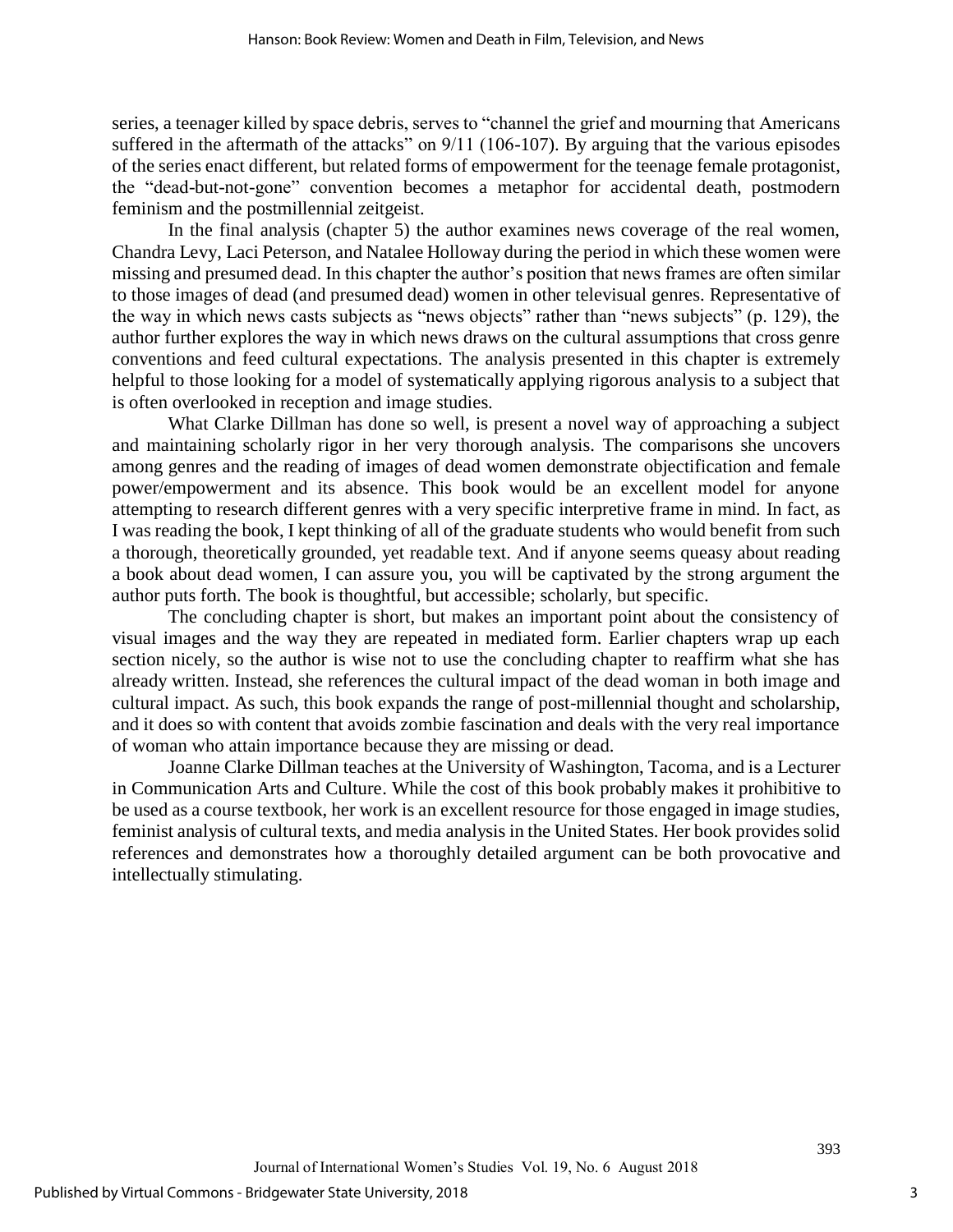series, a teenager killed by space debris, serves to "channel the grief and mourning that Americans suffered in the aftermath of the attacks" on 9/11 (106-107). By arguing that the various episodes of the series enact different, but related forms of empowerment for the teenage female protagonist, the "dead-but-not-gone" convention becomes a metaphor for accidental death, postmodern feminism and the postmillennial zeitgeist.

In the final analysis (chapter 5) the author examines news coverage of the real women, Chandra Levy, Laci Peterson, and Natalee Holloway during the period in which these women were missing and presumed dead. In this chapter the author's position that news frames are often similar to those images of dead (and presumed dead) women in other televisual genres. Representative of the way in which news casts subjects as "news objects" rather than "news subjects" (p. 129), the author further explores the way in which news draws on the cultural assumptions that cross genre conventions and feed cultural expectations. The analysis presented in this chapter is extremely helpful to those looking for a model of systematically applying rigorous analysis to a subject that is often overlooked in reception and image studies.

What Clarke Dillman has done so well, is present a novel way of approaching a subject and maintaining scholarly rigor in her very thorough analysis. The comparisons she uncovers among genres and the reading of images of dead women demonstrate objectification and female power/empowerment and its absence. This book would be an excellent model for anyone attempting to research different genres with a very specific interpretive frame in mind. In fact, as I was reading the book, I kept thinking of all of the graduate students who would benefit from such a thorough, theoretically grounded, yet readable text. And if anyone seems queasy about reading a book about dead women, I can assure you, you will be captivated by the strong argument the author puts forth. The book is thoughtful, but accessible; scholarly, but specific.

The concluding chapter is short, but makes an important point about the consistency of visual images and the way they are repeated in mediated form. Earlier chapters wrap up each section nicely, so the author is wise not to use the concluding chapter to reaffirm what she has already written. Instead, she references the cultural impact of the dead woman in both image and cultural impact. As such, this book expands the range of post-millennial thought and scholarship, and it does so with content that avoids zombie fascination and deals with the very real importance of woman who attain importance because they are missing or dead.

Joanne Clarke Dillman teaches at the University of Washington, Tacoma, and is a Lecturer in Communication Arts and Culture. While the cost of this book probably makes it prohibitive to be used as a course textbook, her work is an excellent resource for those engaged in image studies, feminist analysis of cultural texts, and media analysis in the United States. Her book provides solid references and demonstrates how a thoroughly detailed argument can be both provocative and intellectually stimulating.